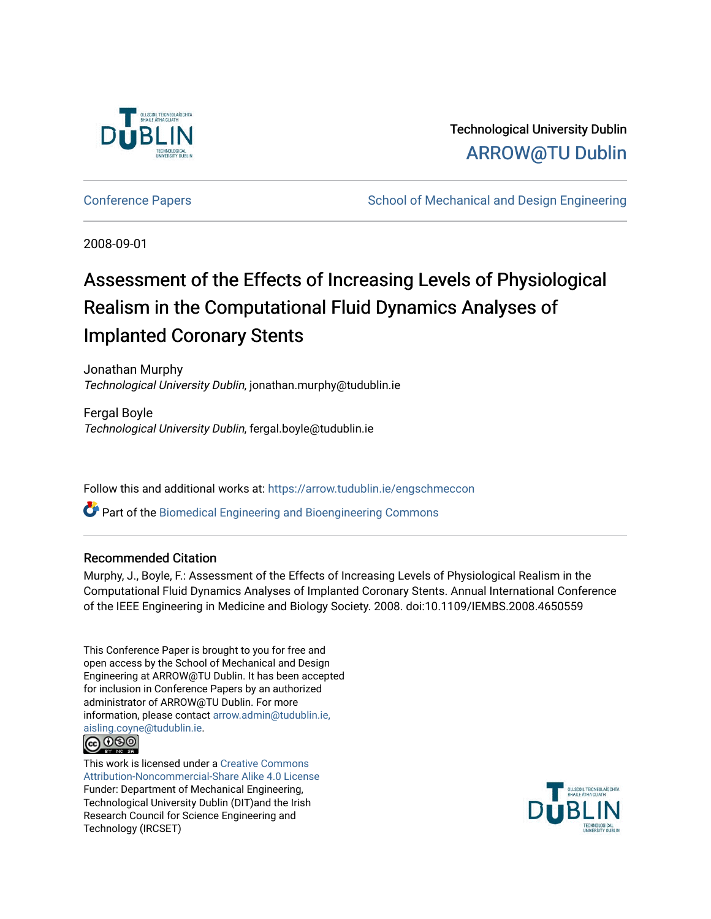Technological University Dublin

ARROW@TU Dublin

Conference Papers

School of Mechanical and Design Engineering

2008-09-01

# Assessment of the Effects of Increasing Levels of Physiological Realism in the Computational Fluid Dynamics Analyses of Implanted Coronary Stents

Jonathan Murphy
*Technological University Dublin*, jonathan.murphy@tudublin.ie

Fergal Boyle
*Technological University Dublin*, fergal.boyle@tudublin.ie

Follow this and additional works at: https://arrow.tudublin.ie/engschmeccon

Part of the Biomedical Engineering and Bioengineering Commons

## Recommended Citation

Murphy, J., Boyle, F.: Assessment of the Effects of Increasing Levels of Physiological Realism in the Computational Fluid Dynamics Analyses of Implanted Coronary Stents. Annual International Conference of the IEEE Engineering in Medicine and Biology Society. 2008. doi:10.1109/IEMBS.2008.4650559

This Conference Paper is brought to you for free and open access by the School of Mechanical and Design Engineering at ARROW@TU Dublin. It has been accepted for inclusion in Conference Papers by an authorized administrator of ARROW@TU Dublin. For more information, please contact arrow.admin@tudublin.ie, aisling.coyne@tudublin.ie.

This work is licensed under a Creative Commons Attribution-Noncommercial-Share Alike 4.0 License

Funder: Department of Mechanical Engineering, Technological University Dublin (DIT)and the Irish Research Council for Science Engineering and Technology (IRCSET)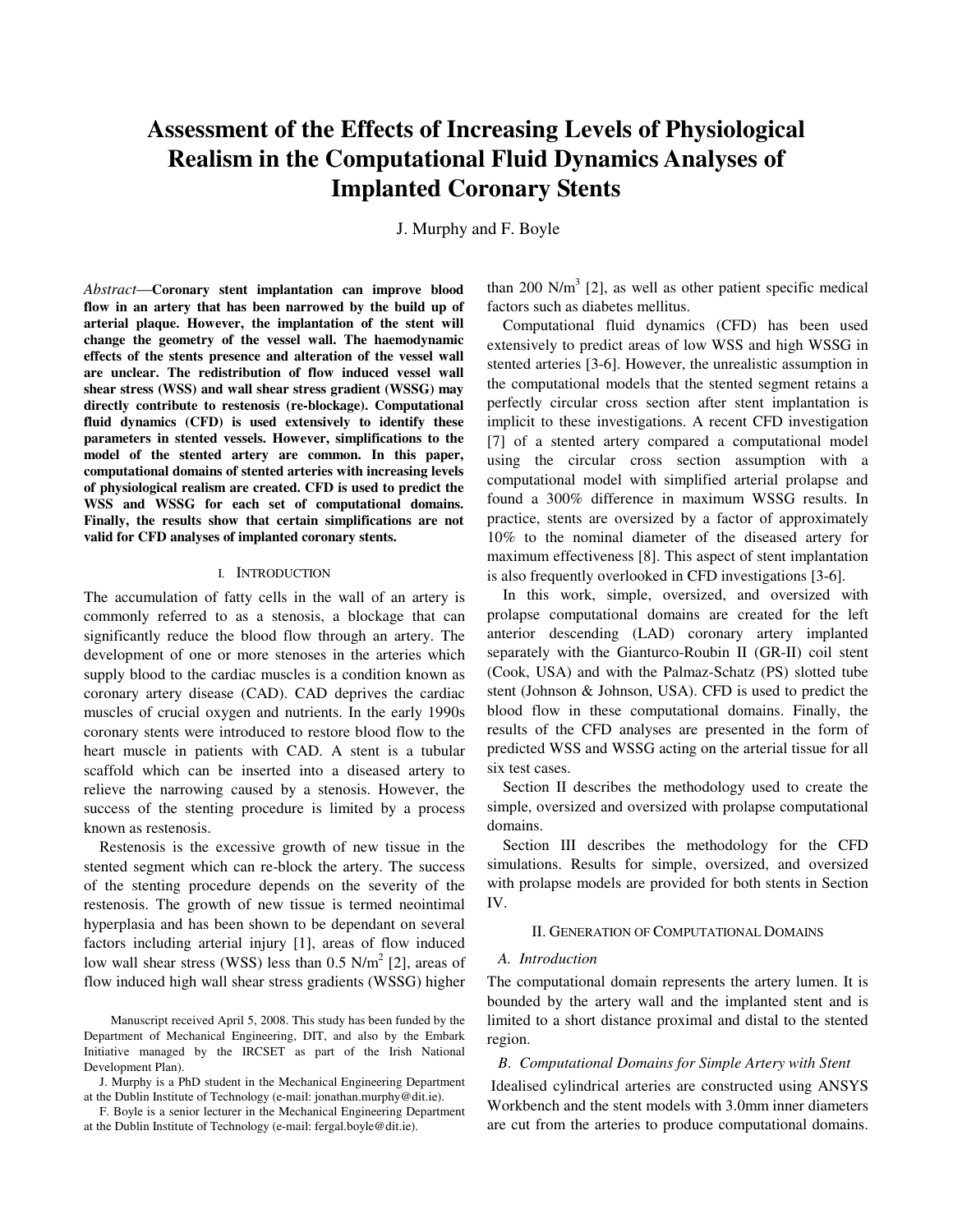# Assessment of the Effects of Increasing Levels of Physiological Realism in the Computational Fluid Dynamics Analyses of Implanted Coronary Stents

J. Murphy and F. Boyle

*Abstract*—**Coronary stent implantation can improve blood flow in an artery that has been narrowed by the build up of arterial plaque. However, the implantation of the stent will change the geometry of the vessel wall. The haemodynamic effects of the stents presence and alteration of the vessel wall are unclear. The redistribution of flow induced vessel wall shear stress (WSS) and wall shear stress gradient (WSSG) may directly contribute to restenosis (re-blockage). Computational fluid dynamics (CFD) is used extensively to identify these parameters in stented vessels. However, simplifications to the model of the stented artery are common. In this paper, computational domains of stented arteries with increasing levels of physiological realism are created. CFD is used to predict the WSS and WSSG for each set of computational domains. Finally, the results show that certain simplifications are not valid for CFD analyses of implanted coronary stents.**

## I. Introduction

The accumulation of fatty cells in the wall of an artery is commonly referred to as a stenosis, a blockage that can significantly reduce the blood flow through an artery. The development of one or more stenoses in the arteries which supply blood to the cardiac muscles is a condition known as coronary artery disease (CAD). CAD deprives the cardiac muscles of crucial oxygen and nutrients. In the early 1990s coronary stents were introduced to restore blood flow to the heart muscle in patients with CAD. A stent is a tubular scaffold which can be inserted into a diseased artery to relieve the narrowing caused by a stenosis. However, the success of the stenting procedure is limited by a process known as restenosis.

Restenosis is the excessive growth of new tissue in the stented segment which can re-block the artery. The success of the stenting procedure depends on the severity of the restenosis. The growth of new tissue is termed neointimal hyperplasia and has been shown to be dependant on several factors including arterial injury [1], areas of flow induced low wall shear stress (WSS) less than 0.5 $N/m^2$ [2], areas of flow induced high wall shear stress gradients (WSSG) higher than 200 $N/m^3$ [2], as well as other patient specific medical factors such as diabetes mellitus.

Computational fluid dynamics (CFD) has been used extensively to predict areas of low WSS and high WSSG in stented arteries [3-6]. However, the unrealistic assumption in the computational models that the stented segment retains a perfectly circular cross section after stent implantation is implicit to these investigations. A recent CFD investigation [7] of a stented artery compared a computational model using the circular cross section assumption with a computational model with simplified arterial prolapse and found a 300% difference in maximum WSSG results. In practice, stents are oversized by a factor of approximately 10% to the nominal diameter of the diseased artery for maximum effectiveness [8]. This aspect of stent implantation is also frequently overlooked in CFD investigations [3-6].

In this work, simple, oversized, and oversized with prolapse computational domains are created for the left anterior descending (LAD) coronary artery implanted separately with the Gianturco-Roubin II (GR-II) coil stent (Cook, USA) and with the Palmaz-Schatz (PS) slotted tube stent (Johnson & Johnson, USA). CFD is used to predict the blood flow in these computational domains. Finally, the results of the CFD analyses are presented in the form of predicted WSS and WSSG acting on the arterial tissue for all six test cases.

Section II describes the methodology used to create the simple, oversized and oversized with prolapse computational domains.

Section III describes the methodology for the CFD simulations. Results for simple, oversized, and oversized with prolapse models are provided for both stents in Section IV.

## II. Generation of Computational Domains

### A. Introduction

The computational domain represents the artery lumen. It is bounded by the artery wall and the implanted stent and is limited to a short distance proximal and distal to the stented region.

### B. Computational Domains for Simple Artery with Stent

Idealised cylindrical arteries are constructed using ANSYS Workbench and the stent models with 3.0mm inner diameters are cut from the arteries to produce computational domains.

Manuscript received April 5, 2008. This study has been funded by the Department of Mechanical Engineering, DIT, and also by the Embark Initiative managed by the IRCSET as part of the Irish National Development Plan).

J. Murphy is a PhD student in the Mechanical Engineering Department at the Dublin Institute of Technology (e-mail: jonathan.murphy@dit.ie).

F. Boyle is a senior lecturer in the Mechanical Engineering Department at the Dublin Institute of Technology (e-mail: fergal.boyle@dit.ie).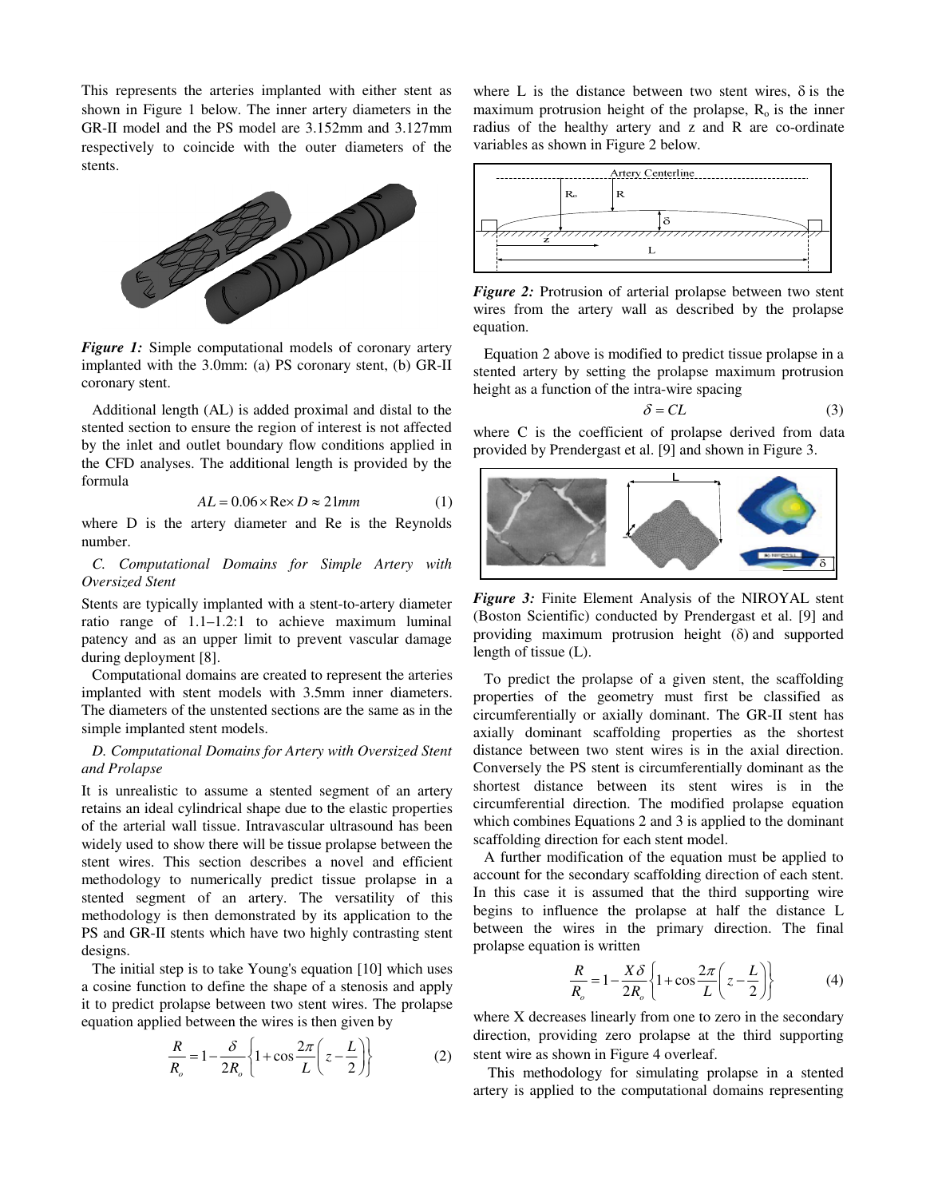This represents the arteries implanted with either stent as shown in Figure 1 below. The inner artery diameters in the GR-II model and the PS model are 3.152mm and 3.127mm respectively to coincide with the outer diameters of the stents.

*Figure 1:* Simple computational models of coronary artery implanted with the 3.0mm: (a) PS coronary stent, (b) GR-II coronary stent.

Additional length (AL) is added proximal and distal to the stented section to ensure the region of interest is not affected by the inlet and outlet boundary flow conditions applied in the CFD analyses. The additional length is provided by the formula

$$AL = 0.06 \times \mathrm{Re} \times D \approx 21mm \tag{1}$$

where D is the artery diameter and Re is the Reynolds number.

### *C. Computational Domains for Simple Artery with Oversized Stent*

Stents are typically implanted with a stent-to-artery diameter ratio range of 1.1–1.2:1 to achieve maximum luminal patency and as an upper limit to prevent vascular damage during deployment [8].

Computational domains are created to represent the arteries implanted with stent models with 3.5mm inner diameters. The diameters of the unstented sections are the same as in the simple implanted stent models.

### *D. Computational Domains for Artery with Oversized Stent and Prolapse*

It is unrealistic to assume a stented segment of an artery retains an ideal cylindrical shape due to the elastic properties of the arterial wall tissue. Intravascular ultrasound has been widely used to show there will be tissue prolapse between the stent wires. This section describes a novel and efficient methodology to numerically predict tissue prolapse in a stented segment of an artery. The versatility of this methodology is then demonstrated by its application to the PS and GR-II stents which have two highly contrasting stent designs.

The initial step is to take Young's equation [10] which uses a cosine function to define the shape of a stenosis and apply it to predict prolapse between two stent wires. The prolapse equation applied between the wires is then given by

$$\frac{R}{R_o} = 1 - \frac{\delta}{2R_o}\left\{1 + \cos\frac{2\pi}{L}\left(z - \frac{L}{2}\right)\right\} \tag{2}$$

where L is the distance between two stent wires, δ is the maximum protrusion height of the prolapse, $R_o$ is the inner radius of the healthy artery and z and R are co-ordinate variables as shown in Figure 2 below.

*Figure 2:* Protrusion of arterial prolapse between two stent wires from the artery wall as described by the prolapse equation.

Equation 2 above is modified to predict tissue prolapse in a stented artery by setting the prolapse maximum protrusion height as a function of the intra-wire spacing

$$\delta = CL \tag{3}$$

where C is the coefficient of prolapse derived from data provided by Prendergast et al. [9] and shown in Figure 3.

*Figure 3:* Finite Element Analysis of the NIROYAL stent (Boston Scientific) conducted by Prendergast et al. [9] and providing maximum protrusion height (δ) and supported length of tissue (L).

To predict the prolapse of a given stent, the scaffolding properties of the geometry must first be classified as circumferentially or axially dominant. The GR-II stent has axially dominant scaffolding properties as the shortest distance between two stent wires is in the axial direction. Conversely the PS stent is circumferentially dominant as the shortest distance between its stent wires is in the circumferential direction. The modified prolapse equation which combines Equations 2 and 3 is applied to the dominant scaffolding direction for each stent model.

A further modification of the equation must be applied to account for the secondary scaffolding direction of each stent. In this case it is assumed that the third supporting wire begins to influence the prolapse at half the distance L between the wires in the primary direction. The final prolapse equation is written

$$\frac{R}{R_o} = 1 - \frac{X\delta}{2R_o}\left\{1 + \cos\frac{2\pi}{L}\left(z - \frac{L}{2}\right)\right\} \tag{4}$$

where X decreases linearly from one to zero in the secondary direction, providing zero prolapse at the third supporting stent wire as shown in Figure 4 overleaf.

This methodology for simulating prolapse in a stented artery is applied to the computational domains representing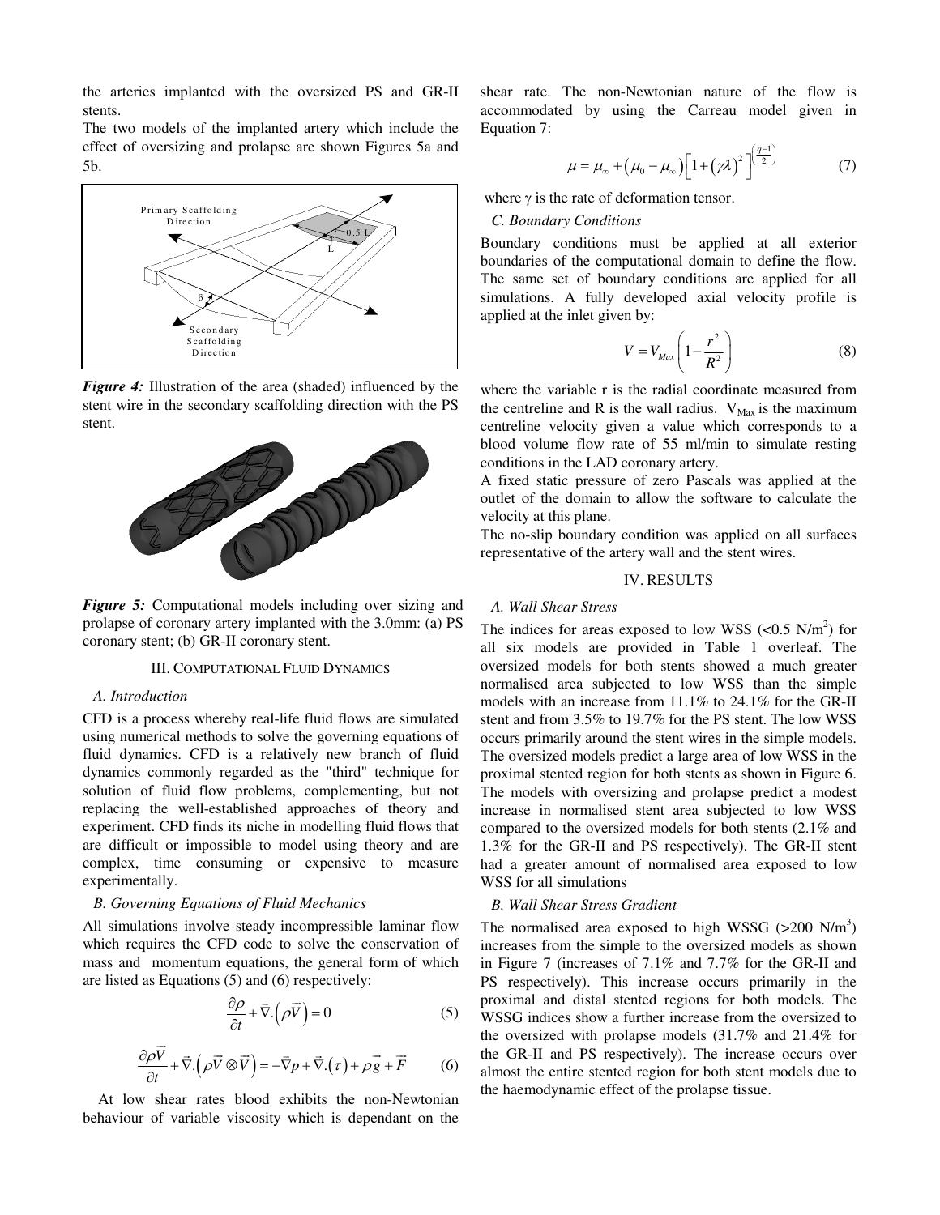the arteries implanted with the oversized PS and GR-II stents.

The two models of the implanted artery which include the effect of oversizing and prolapse are shown Figures 5a and 5b.

*Figure 4:* Illustration of the area (shaded) influenced by the stent wire in the secondary scaffolding direction with the PS stent.

*Figure 5:* Computational models including over sizing and prolapse of coronary artery implanted with the 3.0mm: (a) PS coronary stent; (b) GR-II coronary stent.

## III. COMPUTATIONAL FLUID DYNAMICS

### A. Introduction

CFD is a process whereby real-life fluid flows are simulated using numerical methods to solve the governing equations of fluid dynamics. CFD is a relatively new branch of fluid dynamics commonly regarded as the "third" technique for solution of fluid flow problems, complementing, but not replacing the well-established approaches of theory and experiment. CFD finds its niche in modelling fluid flows that are difficult or impossible to model using theory and are complex, time consuming or expensive to measure experimentally.

### B. Governing Equations of Fluid Mechanics

All simulations involve steady incompressible laminar flow which requires the CFD code to solve the conservation of mass and momentum equations, the general form of which are listed as Equations (5) and (6) respectively:

$$\frac{\partial \rho}{\partial t} + \vec{\nabla}.\left(\rho \vec{V}\right) = 0 \tag{5}$$

$$\frac{\partial \rho \vec{V}}{\partial t} + \vec{\nabla}.\left(\rho \vec{V} \otimes \vec{V}\right) = -\vec{\nabla} p + \vec{\nabla}.\left(\tau\right) + \rho \vec{g} + \vec{F} \tag{6}$$

At low shear rates blood exhibits the non-Newtonian behaviour of variable viscosity which is dependant on the shear rate. The non-Newtonian nature of the flow is accommodated by using the Carreau model given in Equation 7:

$$\mu = \mu_{\infty} + \left(\mu_0 - \mu_{\infty}\right)\left[1 + \left(\gamma\lambda\right)^2\right]^{\left(\frac{q-1}{2}\right)} \tag{7}$$

where $\gamma$ is the rate of deformation tensor.

### C. Boundary Conditions

Boundary conditions must be applied at all exterior boundaries of the computational domain to define the flow. The same set of boundary conditions are applied for all simulations. A fully developed axial velocity profile is applied at the inlet given by:

$$V = V_{Max}\left(1 - \frac{r^2}{R^2}\right) \tag{8}$$

where the variable r is the radial coordinate measured from the centreline and R is the wall radius. $V_{Max}$ is the maximum centreline velocity given a value which corresponds to a blood volume flow rate of 55 ml/min to simulate resting conditions in the LAD coronary artery.

A fixed static pressure of zero Pascals was applied at the outlet of the domain to allow the software to calculate the velocity at this plane.

The no-slip boundary condition was applied on all surfaces representative of the artery wall and the stent wires.

## IV. RESULTS

### A. Wall Shear Stress

The indices for areas exposed to low WSS (<0.5 N/m$^2$) for all six models are provided in Table 1 overleaf. The oversized models for both stents showed a much greater normalised area subjected to low WSS than the simple models with an increase from 11.1% to 24.1% for the GR-II stent and from 3.5% to 19.7% for the PS stent. The low WSS occurs primarily around the stent wires in the simple models. The oversized models predict a large area of low WSS in the proximal stented region for both stents as shown in Figure 6. The models with oversizing and prolapse predict a modest increase in normalised stent area subjected to low WSS compared to the oversized models for both stents (2.1% and 1.3% for the GR-II and PS respectively). The GR-II stent had a greater amount of normalised area exposed to low WSS for all simulations

### B. Wall Shear Stress Gradient

The normalised area exposed to high WSSG (>200 N/m$^3$) increases from the simple to the oversized models as shown in Figure 7 (increases of 7.1% and 7.7% for the GR-II and PS respectively). This increase occurs primarily in the proximal and distal stented regions for both models. The WSSG indices show a further increase from the oversized to the oversized with prolapse models (31.7% and 21.4% for the GR-II and PS respectively). The increase occurs over almost the entire stented region for both stent models due to the haemodynamic effect of the prolapse tissue.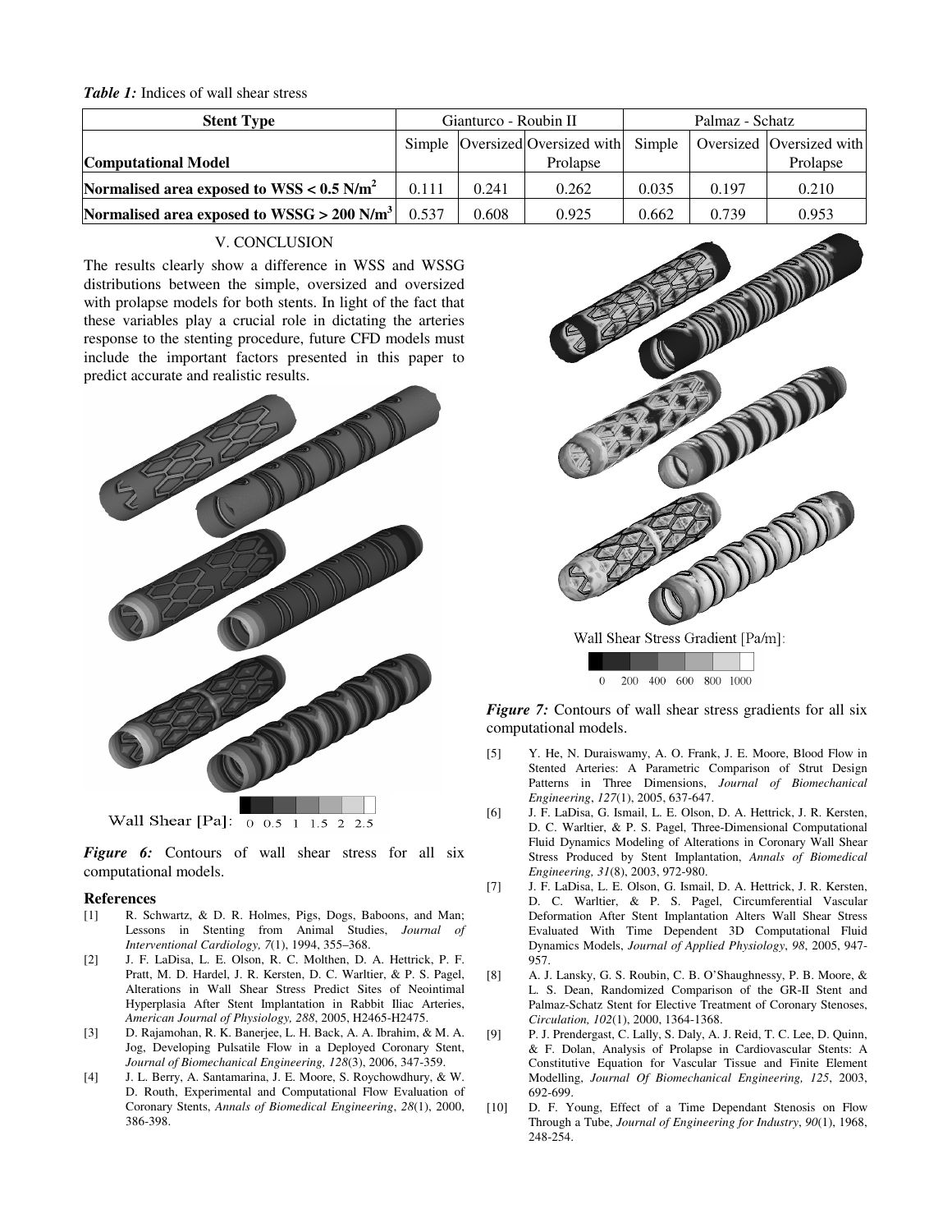*Table 1:* Indices of wall shear stress

| Stent Type | Gianturco - Roubin II | | | Palmaz - Schatz | | |
|---|---|---|---|---|---|---|
| **Computational Model** | Simple | Oversized | Oversized with Prolapse | Simple | Oversized | Oversized with Prolapse |
| **Normalised area exposed to WSS < 0.5 N/m$^2$** | 0.111 | 0.241 | 0.262 | 0.035 | 0.197 | 0.210 |
| **Normalised area exposed to WSSG > 200 N/m$^3$** | 0.537 | 0.608 | 0.925 | 0.662 | 0.739 | 0.953 |

## V. CONCLUSION

The results clearly show a difference in WSS and WSSG distributions between the simple, oversized and oversized with prolapse models for both stents. In light of the fact that these variables play a crucial role in dictating the arteries response to the stenting procedure, future CFD models must include the important factors presented in this paper to predict accurate and realistic results.

Wall Shear [Pa]:
0 0.5 1 1.5 2 2.5

*Figure 6:* Contours of wall shear stress for all six computational models.

Wall Shear Stress Gradient [Pa/m]:
0 200 400 600 800 1000

*Figure 7:* Contours of wall shear stress gradients for all six computational models.

### References

[1] R. Schwartz, & D. R. Holmes, Pigs, Dogs, Baboons, and Man; Lessons in Stenting from Animal Studies, *Journal of Interventional Cardiology, 7*(1), 1994, 355–368.

[2] J. F. LaDisa, L. E. Olson, R. C. Molthen, D. A. Hettrick, P. F. Pratt, M. D. Hardel, J. R. Kersten, D. C. Warltier, & P. S. Pagel, Alterations in Wall Shear Stress Predict Sites of Neointimal Hyperplasia After Stent Implantation in Rabbit Iliac Arteries, *American Journal of Physiology, 288*, 2005, H2465-H2475.

[3] D. Rajamohan, R. K. Banerjee, L. H. Back, A. A. Ibrahim, & M. A. Jog, Developing Pulsatile Flow in a Deployed Coronary Stent, *Journal of Biomechanical Engineering, 128*(3), 2006, 347-359.

[4] J. L. Berry, A. Santamarina, J. E. Moore, S. Roychowdhury, & W. D. Routh, Experimental and Computational Flow Evaluation of Coronary Stents, *Annals of Biomedical Engineering*, *28*(1), 2000, 386-398.

[5] Y. He, N. Duraiswamy, A. O. Frank, J. E. Moore, Blood Flow in Stented Arteries: A Parametric Comparison of Strut Design Patterns in Three Dimensions, *Journal of Biomechanical Engineering*, *127*(1), 2005, 637-647.

[6] J. F. LaDisa, G. Ismail, L. E. Olson, D. A. Hettrick, J. R. Kersten, D. C. Warltier, & P. S. Pagel, Three-Dimensional Computational Fluid Dynamics Modeling of Alterations in Coronary Wall Shear Stress Produced by Stent Implantation, *Annals of Biomedical Engineering, 31*(8), 2003, 972-980.

[7] J. F. LaDisa, L. E. Olson, G. Ismail, D. A. Hettrick, J. R. Kersten, D. C. Warltier, & P. S. Pagel, Circumferential Vascular Deformation After Stent Implantation Alters Wall Shear Stress Evaluated With Time Dependent 3D Computational Fluid Dynamics Models, *Journal of Applied Physiology*, *98*, 2005, 947-957.

[8] A. J. Lansky, G. S. Roubin, C. B. O'Shaughnessy, P. B. Moore, & L. S. Dean, Randomized Comparison of the GR-II Stent and Palmaz-Schatz Stent for Elective Treatment of Coronary Stenoses, *Circulation, 102*(1), 2000, 1364-1368.

[9] P. J. Prendergast, C. Lally, S. Daly, A. J. Reid, T. C. Lee, D. Quinn, & F. Dolan, Analysis of Prolapse in Cardiovascular Stents: A Constitutive Equation for Vascular Tissue and Finite Element Modelling, *Journal Of Biomechanical Engineering, 125*, 2003, 692-699.

[10] D. F. Young, Effect of a Time Dependant Stenosis on Flow Through a Tube, *Journal of Engineering for Industry*, *90*(1), 1968, 248-254.